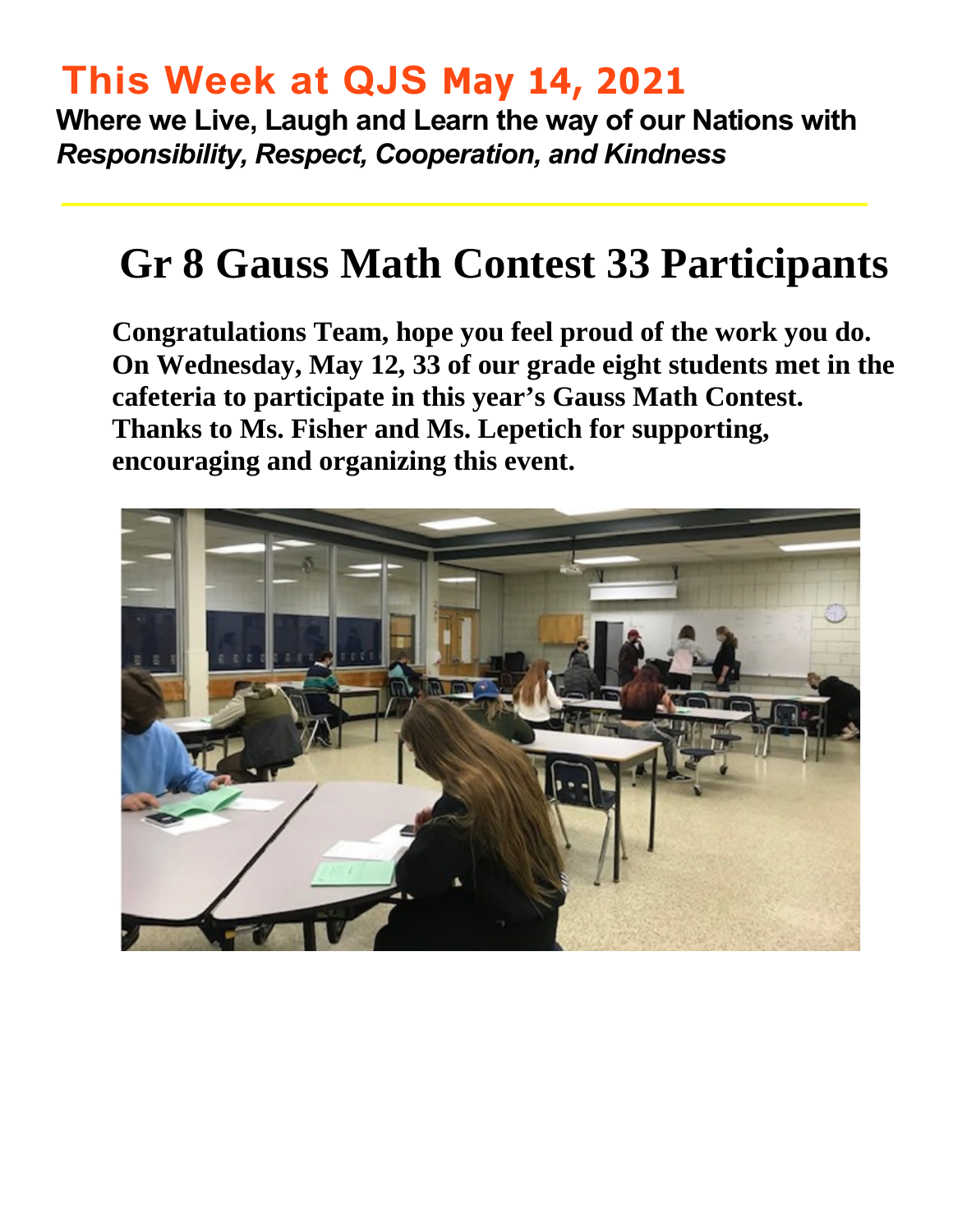# This Week at QJS May 14, 2021

**Where we Live, Laugh and Learn the way of our Nations with** ***Responsibility, Respect, Cooperation, and Kindness***

## Gr 8 Gauss Math Contest 33 Participants

**Congratulations Team, hope you feel proud of the work you do. On Wednesday, May 12, 33 of our grade eight students met in the cafeteria to participate in this year's Gauss Math Contest. Thanks to Ms. Fisher and Ms. Lepetich for supporting, encouraging and organizing this event.**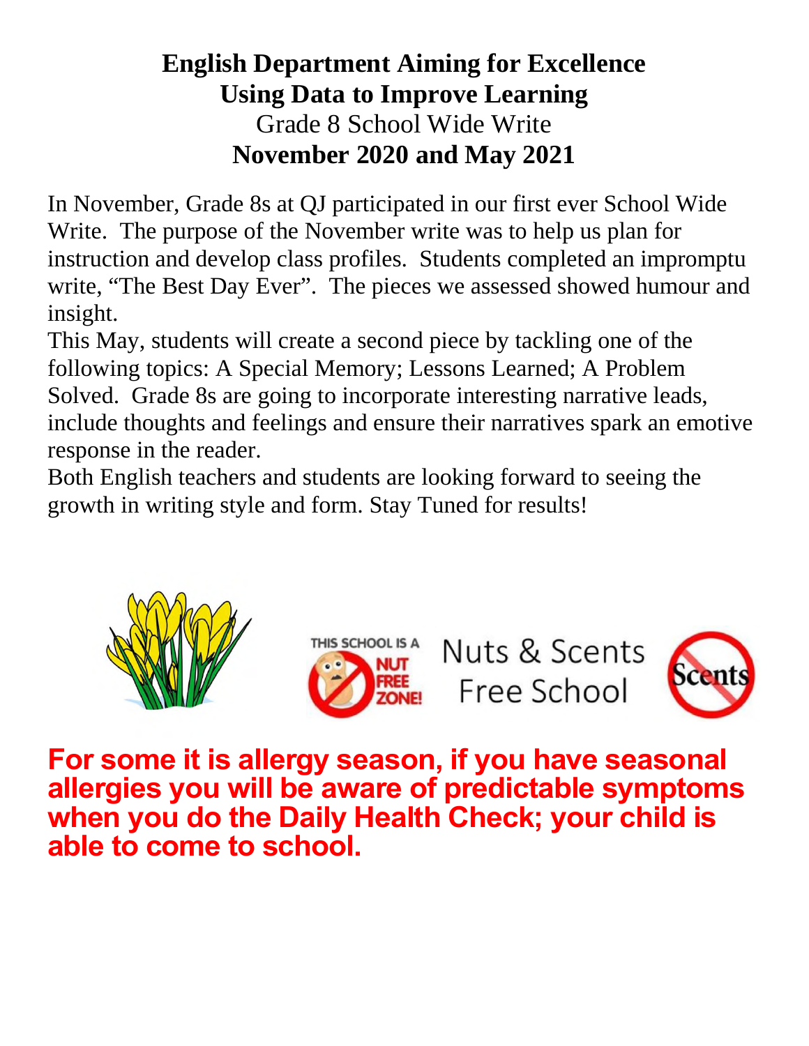# English Department Aiming for Excellence
# Using Data to Improve Learning
## Grade 8 School Wide Write
## November 2020 and May 2021

In November, Grade 8s at QJ participated in our first ever School Wide Write. The purpose of the November write was to help us plan for instruction and develop class profiles. Students completed an impromptu write, "The Best Day Ever". The pieces we assessed showed humour and insight.

This May, students will create a second piece by tackling one of the following topics: A Special Memory; Lessons Learned; A Problem Solved. Grade 8s are going to incorporate interesting narrative leads, include thoughts and feelings and ensure their narratives spark an emotive response in the reader.

Both English teachers and students are looking forward to seeing the growth in writing style and form. Stay Tuned for results!

THIS SCHOOL IS A NUT FREE ZONE!

Nuts & Scents Free School

Scents

**For some it is allergy season, if you have seasonal allergies you will be aware of predictable symptoms when you do the Daily Health Check; your child is able to come to school.**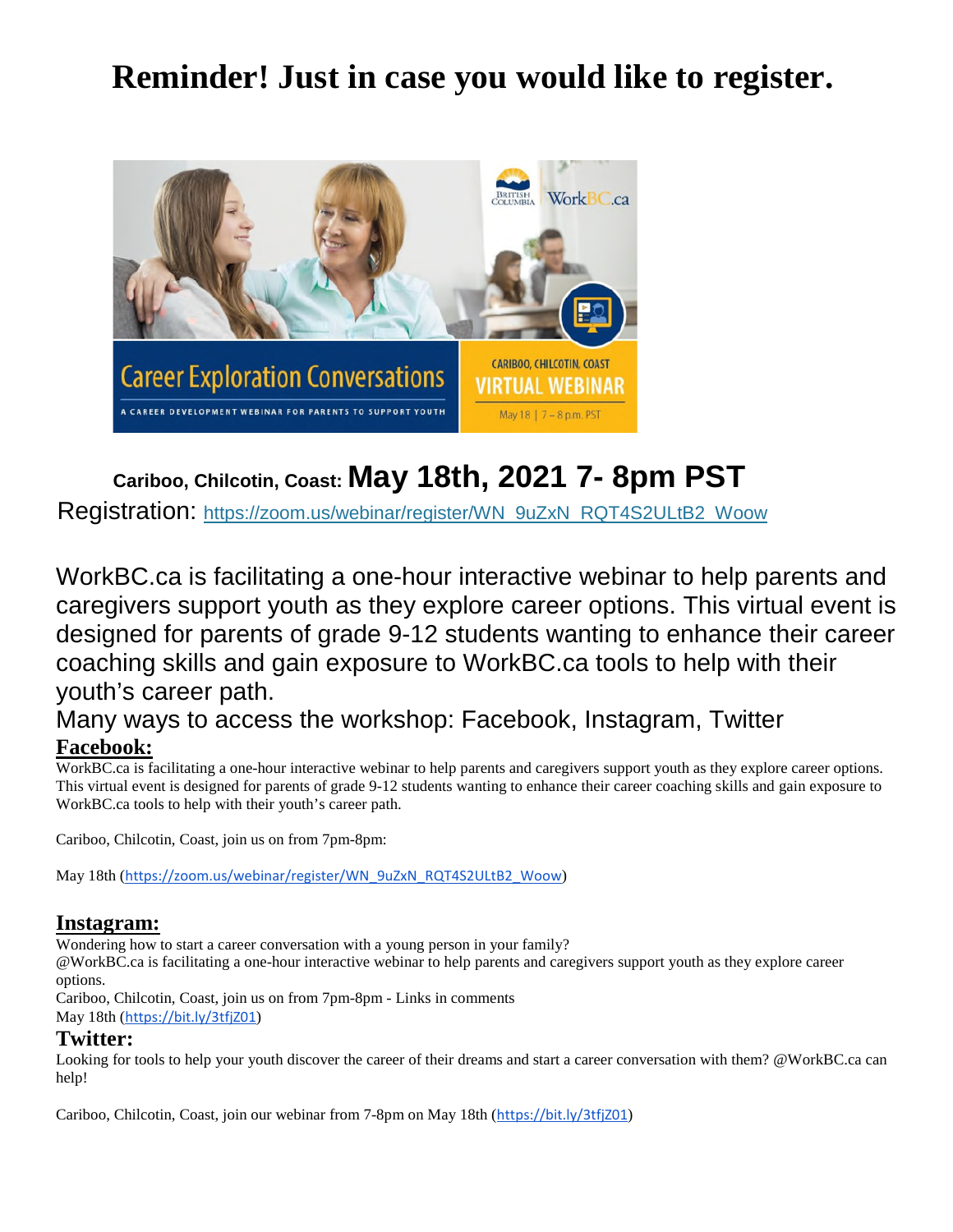# Reminder! Just in case you would like to register.

Career Exploration Conversations

A CAREER DEVELOPMENT WEBINAR FOR PARENTS TO SUPPORT YOUTH

CARIBOO, CHILCOTIN, COAST VIRTUAL WEBINAR

May 18 | 7 – 8 p.m. PST

**Cariboo, Chilcotin, Coast: May 18th, 2021 7- 8pm PST**

Registration: https://zoom.us/webinar/register/WN_9uZxN_RQT4S2ULtB2_Woow

WorkBC.ca is facilitating a one-hour interactive webinar to help parents and caregivers support youth as they explore career options. This virtual event is designed for parents of grade 9-12 students wanting to enhance their career coaching skills and gain exposure to WorkBC.ca tools to help with their youth's career path.

Many ways to access the workshop: Facebook, Instagram, Twitter

## Facebook:

WorkBC.ca is facilitating a one-hour interactive webinar to help parents and caregivers support youth as they explore career options. This virtual event is designed for parents of grade 9-12 students wanting to enhance their career coaching skills and gain exposure to WorkBC.ca tools to help with their youth's career path.

Cariboo, Chilcotin, Coast, join us on from 7pm-8pm:

May 18th (https://zoom.us/webinar/register/WN_9uZxN_RQT4S2ULtB2_Woow)

## Instagram:

Wondering how to start a career conversation with a young person in your family?
@WorkBC.ca is facilitating a one-hour interactive webinar to help parents and caregivers support youth as they explore career options.
Cariboo, Chilcotin, Coast, join us on from 7pm-8pm - Links in comments
May 18th (https://bit.ly/3tfjZ01)

## Twitter:

Looking for tools to help your youth discover the career of their dreams and start a career conversation with them? @WorkBC.ca can help!

Cariboo, Chilcotin, Coast, join our webinar from 7-8pm on May 18th (https://bit.ly/3tfjZ01)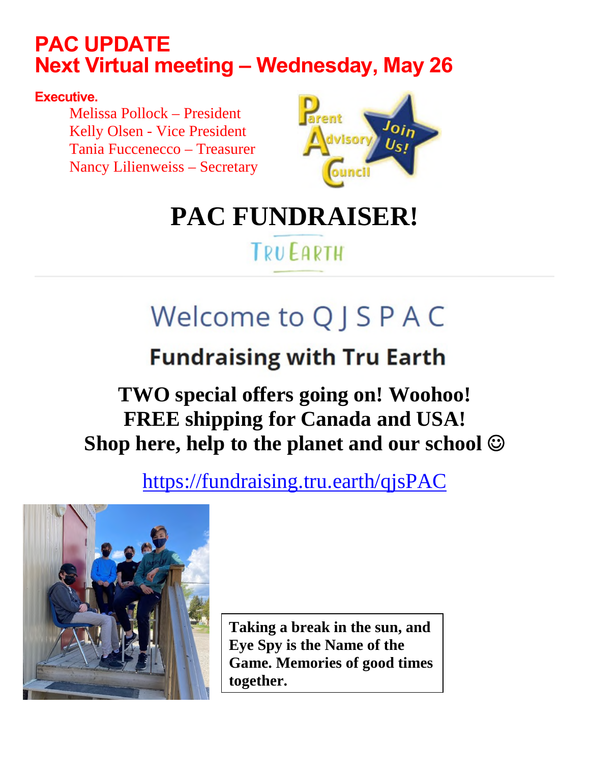# PAC UPDATE
## Next Virtual meeting – Wednesday, May 26

**Executive.**

Melissa Pollock – President
Kelly Olsen - Vice President
Tania Fuccenecco – Treasurer
Nancy Lilienweiss – Secretary

# PAC FUNDRAISER!

TRU EARTH

## Welcome to Q J S P A C

### Fundraising with Tru Earth

**TWO special offers going on! Woohoo!**
**FREE shipping for Canada and USA!**
**Shop here, help to the planet and our school ☺**

https://fundraising.tru.earth/qjsPAC

**Taking a break in the sun, and Eye Spy is the Name of the Game. Memories of good times together.**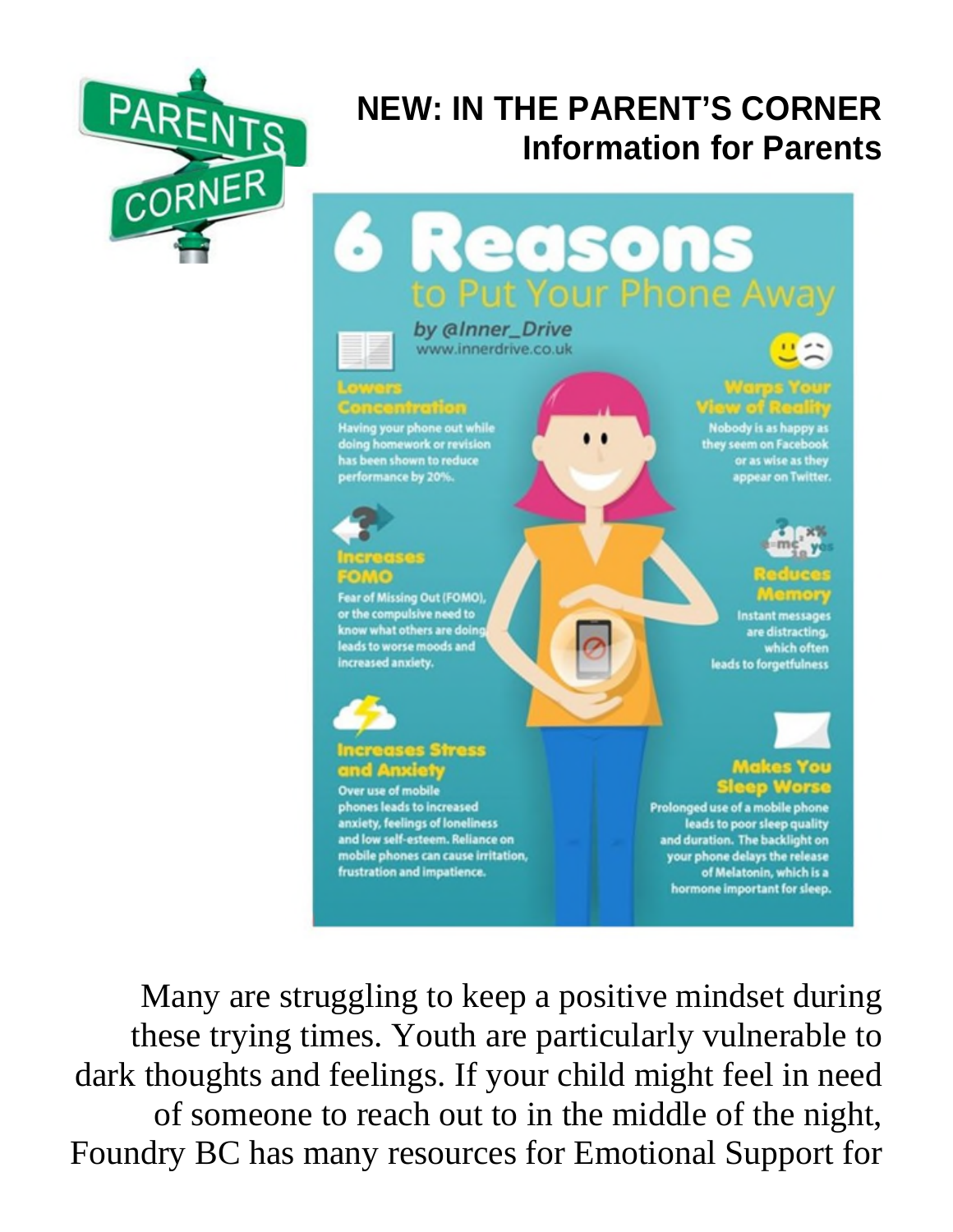# NEW: IN THE PARENT'S CORNER

## Information for Parents

# 6 Reasons to Put Your Phone Away

*by @Inner_Drive*
www.innerdrive.co.uk

**Lowers Concentration**
Having your phone out while doing homework or revision has been shown to reduce performance by 20%.

**Warps Your View of Reality**
Nobody is as happy as they seem on Facebook or as wise as they appear on Twitter.

**Increases FOMO**
Fear of Missing Out (FOMO), or the compulsive need to know what others are doing leads to worse moods and increased anxiety.

**Reduces Memory**
Instant messages are distracting, which often leads to forgetfulness

**Increases Stress and Anxiety**
Over use of mobile phones leads to increased anxiety, feelings of loneliness and low self-esteem. Reliance on mobile phones can cause irritation, frustration and impatience.

**Makes You Sleep Worse**
Prolonged use of a mobile phone leads to poor sleep quality and duration. The backlight on your phone delays the release of Melatonin, which is a hormone important for sleep.

Many are struggling to keep a positive mindset during these trying times. Youth are particularly vulnerable to dark thoughts and feelings. If your child might feel in need of someone to reach out to in the middle of the night, Foundry BC has many resources for Emotional Support for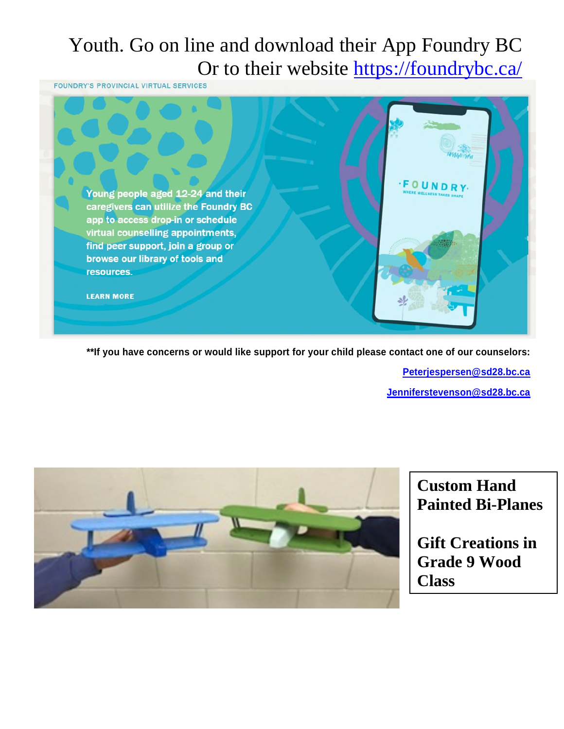Youth. Go on line and download their App Foundry BC
Or to their website https://foundrybc.ca/

FOUNDRY'S PROVINCIAL VIRTUAL SERVICES

Young people aged 12-24 and their caregivers can utilize the Foundry BC app to access drop-in or schedule virtual counselling appointments, find peer support, join a group or browse our library of tools and resources.

LEARN MORE

**\*\*If you have concerns or would like support for your child please contact one of our counselors:**

Peterjespersen@sd28.bc.ca

Jenniferstevenson@sd28.bc.ca

**Custom Hand Painted Bi-Planes**

**Gift Creations in Grade 9 Wood Class**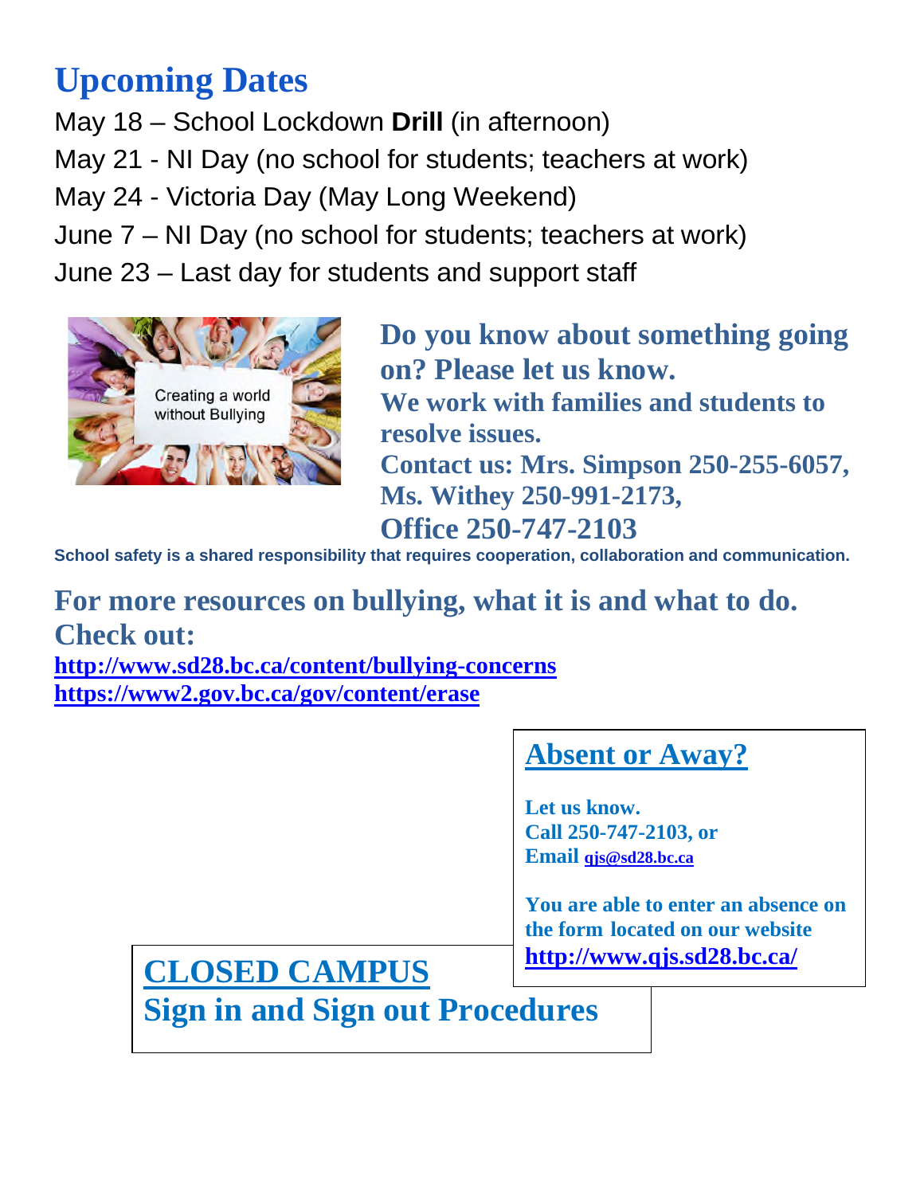# Upcoming Dates

May 18 – School Lockdown **Drill** (in afternoon)
May 21 - NI Day (no school for students; teachers at work)
May 24 - Victoria Day (May Long Weekend)
June 7 – NI Day (no school for students; teachers at work)
June 23 – Last day for students and support staff

**Do you know about something going on? Please let us know.**
**We work with families and students to resolve issues.**
**Contact us: Mrs. Simpson 250-255-6057, Ms. Withey 250-991-2173,**
**Office 250-747-2103**

**School safety is a shared responsibility that requires cooperation, collaboration and communication.**

## For more resources on bullying, what it is and what to do. Check out:

**http://www.sd28.bc.ca/content/bullying-concerns**
**https://www2.gov.bc.ca/gov/content/erase**

## Absent or Away?

**Let us know.**
**Call 250-747-2103, or**
**Email qjs@sd28.bc.ca**

**You are able to enter an absence on the form located on our website http://www.qjs.sd28.bc.ca/**

## CLOSED CAMPUS
## Sign in and Sign out Procedures